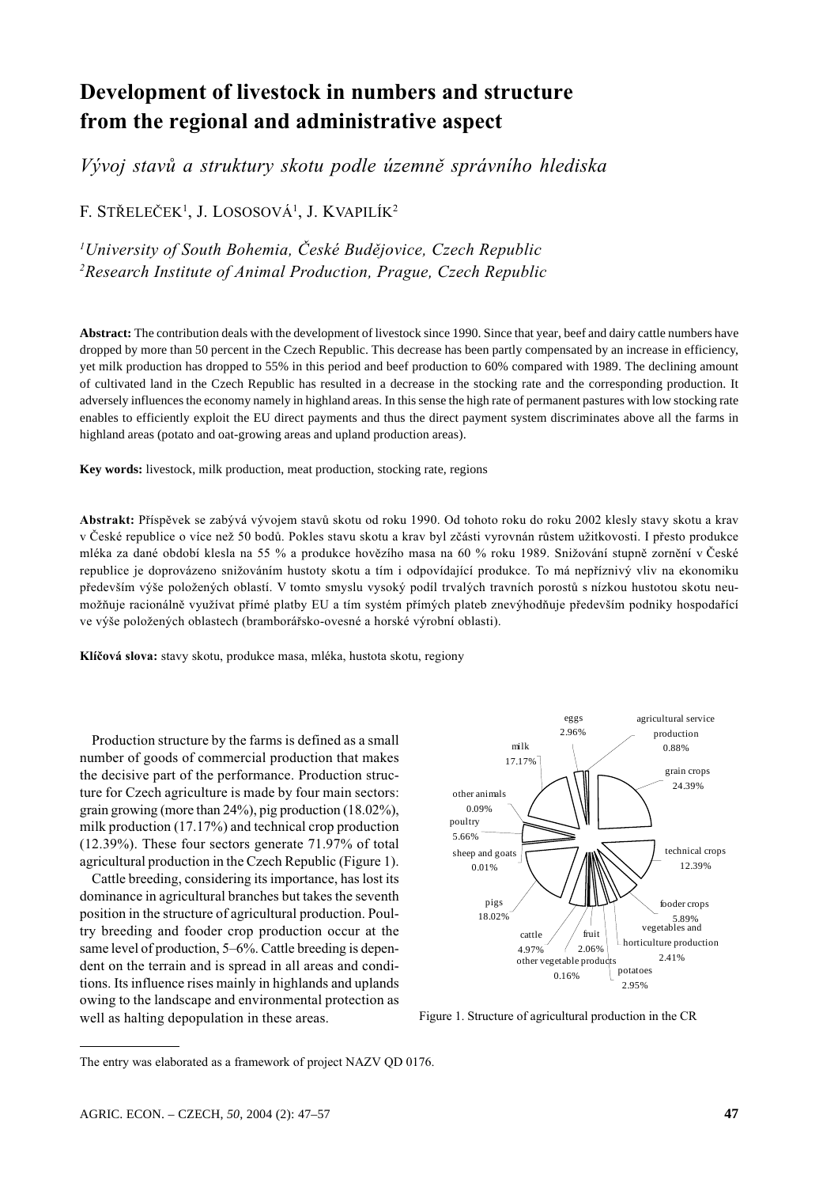# Development of livestock in numbers and structure from the regional and administrative aspect

*Vývoj stavů a struktury skotu podle územně správního hlediska*

F. STŘELEČEK[1], J. LOSOSOVÁ[1], J. KVAPILÍK[2]

[1]*University of South Bohemia, České Budějovice, Czech Republic*
[2]*Research Institute of Animal Production, Prague, Czech Republic*

**Abstract:** The contribution deals with the development of livestock since 1990. Since that year, beef and dairy cattle numbers have dropped by more than 50 percent in the Czech Republic. This decrease has been partly compensated by an increase in efficiency, yet milk production has dropped to 55% in this period and beef production to 60% compared with 1989. The declining amount of cultivated land in the Czech Republic has resulted in a decrease in the stocking rate and the corresponding production. It adversely influences the economy namely in highland areas. In this sense the high rate of permanent pastures with low stocking rate enables to efficiently exploit the EU direct payments and thus the direct payment system discriminates above all the farms in highland areas (potato and oat-growing areas and upland production areas).

**Key words:** livestock, milk production, meat production, stocking rate, regions

**Abstrakt:** Příspěvek se zabývá vývojem stavů skotu od roku 1990. Od tohoto roku do roku 2002 klesly stavy skotu a krav v České republice o více než 50 bodů. Pokles stavu skotu a krav byl zčásti vyrovnán růstem užitkovosti. I přesto produkce mléka za dané období klesla na 55 % a produkce hovězího masa na 60 % roku 1989. Snižování stupně zornění v České republice je doprovázeno snižováním hustoty skotu a tím i odpovídající produkce. To má nepříznivý vliv na ekonomiku především výše položených oblastí. V tomto smyslu vysoký podíl trvalých travních porostů s nízkou hustotou skotu neumožňuje racionálně využívat přímé platby EU a tím systém přímých plateb znevýhodňuje především podniky hospodařící ve výše položených oblastech (bramborářsko-ovesné a horské výrobní oblasti).

**Klíčová slova:** stavy skotu, produkce masa, mléka, hustota skotu, regiony

Production structure by the farms is defined as a small number of goods of commercial production that makes the decisive part of the performance. Production structure for Czech agriculture is made by four main sectors: grain growing (more than 24%), pig production (18.02%), milk production (17.17%) and technical crop production (12.39%). These four sectors generate 71.97% of total agricultural production in the Czech Republic (Figure 1).

Cattle breeding, considering its importance, has lost its dominance in agricultural branches but takes the seventh position in the structure of agricultural production. Poultry breeding and fooder crop production occur at the same level of production, 5–6%. Cattle breeding is dependent on the terrain and is spread in all areas and conditions. Its influence rises mainly in highlands and uplands owing to the landscape and environmental protection as well as halting depopulation in these areas.

| Sector | Share |
|---|---|
| grain crops | 24.39% |
| technical crops | 12.39% |
| fooder crops | 5.89% |
| vegetables and horticulture production | 2.41% |
| potatoes | 2.95% |
| other vegetable products | 0.16% |
| fruit | 2.06% |
| cattle | 4.97% |
| pigs | 18.02% |
| sheep and goats | 0.01% |
| poultry | 5.66% |
| other animals | 0.09% |
| milk | 17.17% |
| eggs | 2.96% |
| agricultural service production | 0.88% |

Figure 1. Structure of agricultural production in the CR

The entry was elaborated as a framework of project NAZV QD 0176.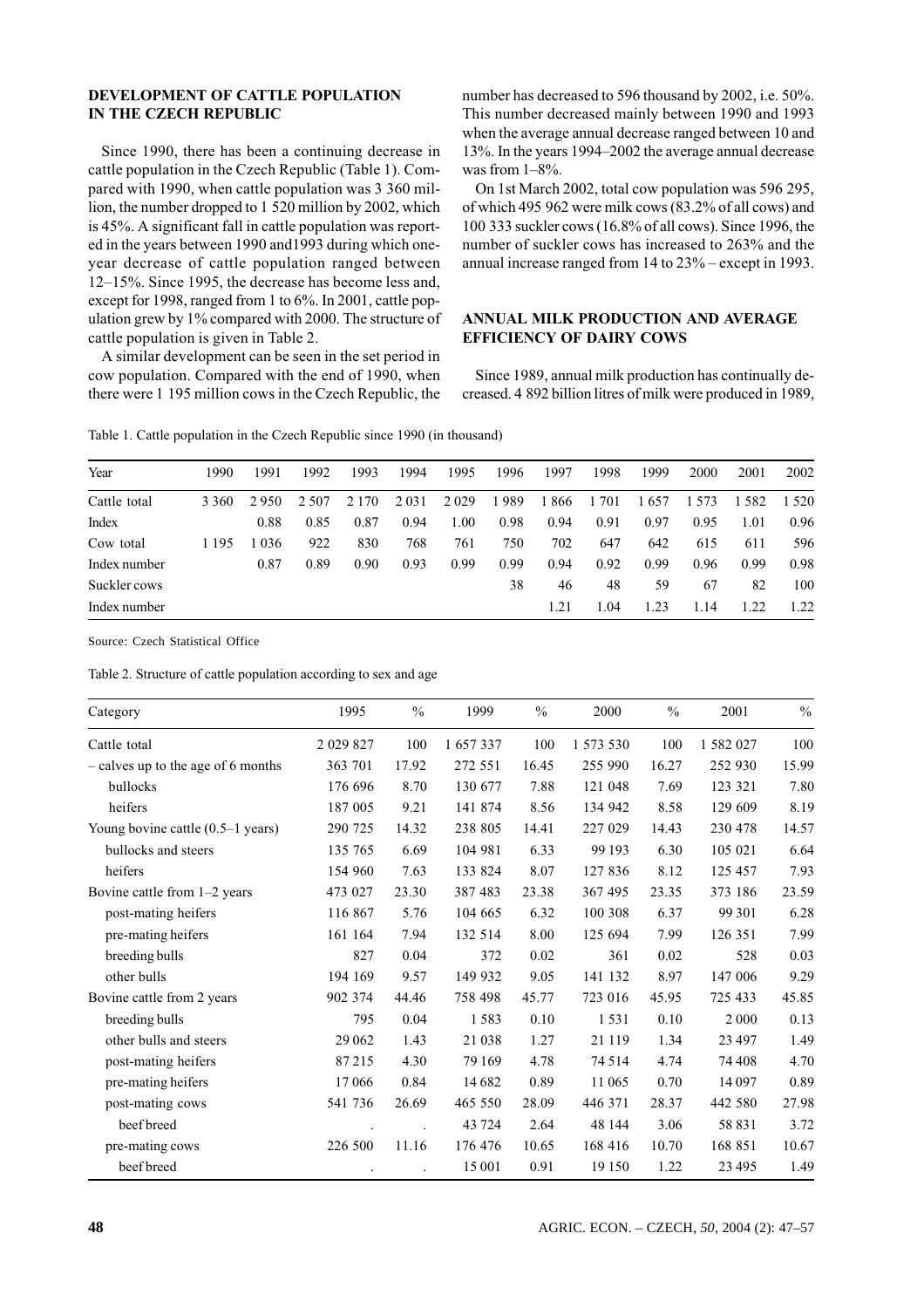## DEVELOPMENT OF CATTLE POPULATION IN THE CZECH REPUBLIC

Since 1990, there has been a continuing decrease in cattle population in the Czech Republic (Table 1). Compared with 1990, when cattle population was 3 360 million, the number dropped to 1 520 million by 2002, which is 45%. A significant fall in cattle population was reported in the years between 1990 and1993 during which one-year decrease of cattle population ranged between 12–15%. Since 1995, the decrease has become less and, except for 1998, ranged from 1 to 6%. In 2001, cattle population grew by 1% compared with 2000. The structure of cattle population is given in Table 2.

A similar development can be seen in the set period in cow population. Compared with the end of 1990, when there were 1 195 million cows in the Czech Republic, the number has decreased to 596 thousand by 2002, i.e. 50%. This number decreased mainly between 1990 and 1993 when the average annual decrease ranged between 10 and 13%. In the years 1994–2002 the average annual decrease was from 1–8%.

On 1st March 2002, total cow population was 596 295, of which 495 962 were milk cows (83.2% of all cows) and 100 333 suckler cows (16.8% of all cows). Since 1996, the number of suckler cows has increased to 263% and the annual increase ranged from 14 to 23% – except in 1993.

## ANNUAL MILK PRODUCTION AND AVERAGE EFFICIENCY OF DAIRY COWS

Since 1989, annual milk production has continually decreased. 4 892 billion litres of milk were produced in 1989,

Table 1. Cattle population in the Czech Republic since 1990 (in thousand)

| Year | 1990 | 1991 | 1992 | 1993 | 1994 | 1995 | 1996 | 1997 | 1998 | 1999 | 2000 | 2001 | 2002 |
|---|---|---|---|---|---|---|---|---|---|---|---|---|---|
| Cattle total | 3 360 | 2 950 | 2 507 | 2 170 | 2 031 | 2 029 | 1 989 | 1 866 | 1 701 | 1 657 | 1 573 | 1 582 | 1 520 |
| Index | | 0.88 | 0.85 | 0.87 | 0.94 | 1.00 | 0.98 | 0.94 | 0.91 | 0.97 | 0.95 | 1.01 | 0.96 |
| Cow total | 1 195 | 1 036 | 922 | 830 | 768 | 761 | 750 | 702 | 647 | 642 | 615 | 611 | 596 |
| Index number | | 0.87 | 0.89 | 0.90 | 0.93 | 0.99 | 0.99 | 0.94 | 0.92 | 0.99 | 0.96 | 0.99 | 0.98 |
| Suckler cows | | | | | | | 38 | 46 | 48 | 59 | 67 | 82 | 100 |
| Index number | | | | | | | | 1.21 | 1.04 | 1.23 | 1.14 | 1.22 | 1.22 |

Source: Czech Statistical Office

Table 2. Structure of cattle population according to sex and age

| Category | 1995 | % | 1999 | % | 2000 | % | 2001 | % |
|---|---|---|---|---|---|---|---|---|
| Cattle total | 2 029 827 | 100 | 1 657 337 | 100 | 1 573 530 | 100 | 1 582 027 | 100 |
| – calves up to the age of 6 months | 363 701 | 17.92 | 272 551 | 16.45 | 255 990 | 16.27 | 252 930 | 15.99 |
| bullocks | 176 696 | 8.70 | 130 677 | 7.88 | 121 048 | 7.69 | 123 321 | 7.80 |
| heifers | 187 005 | 9.21 | 141 874 | 8.56 | 134 942 | 8.58 | 129 609 | 8.19 |
| Young bovine cattle (0.5–1 years) | 290 725 | 14.32 | 238 805 | 14.41 | 227 029 | 14.43 | 230 478 | 14.57 |
| bullocks and steers | 135 765 | 6.69 | 104 981 | 6.33 | 99 193 | 6.30 | 105 021 | 6.64 |
| heifers | 154 960 | 7.63 | 133 824 | 8.07 | 127 836 | 8.12 | 125 457 | 7.93 |
| Bovine cattle from 1–2 years | 473 027 | 23.30 | 387 483 | 23.38 | 367 495 | 23.35 | 373 186 | 23.59 |
| post-mating heifers | 116 867 | 5.76 | 104 665 | 6.32 | 100 308 | 6.37 | 99 301 | 6.28 |
| pre-mating heifers | 161 164 | 7.94 | 132 514 | 8.00 | 125 694 | 7.99 | 126 351 | 7.99 |
| breeding bulls | 827 | 0.04 | 372 | 0.02 | 361 | 0.02 | 528 | 0.03 |
| other bulls | 194 169 | 9.57 | 149 932 | 9.05 | 141 132 | 8.97 | 147 006 | 9.29 |
| Bovine cattle from 2 years | 902 374 | 44.46 | 758 498 | 45.77 | 723 016 | 45.95 | 725 433 | 45.85 |
| breeding bulls | 795 | 0.04 | 1 583 | 0.10 | 1 531 | 0.10 | 2 000 | 0.13 |
| other bulls and steers | 29 062 | 1.43 | 21 038 | 1.27 | 21 119 | 1.34 | 23 497 | 1.49 |
| post-mating heifers | 87 215 | 4.30 | 79 169 | 4.78 | 74 514 | 4.74 | 74 408 | 4.70 |
| pre-mating heifers | 17 066 | 0.84 | 14 682 | 0.89 | 11 065 | 0.70 | 14 097 | 0.89 |
| post-mating cows | 541 736 | 26.69 | 465 550 | 28.09 | 446 371 | 28.37 | 442 580 | 27.98 |
| beef breed | . | . | 43 724 | 2.64 | 48 144 | 3.06 | 58 831 | 3.72 |
| pre-mating cows | 226 500 | 11.16 | 176 476 | 10.65 | 168 416 | 10.70 | 168 851 | 10.67 |
| beef breed | . | . | 15 001 | 0.91 | 19 150 | 1.22 | 23 495 | 1.49 |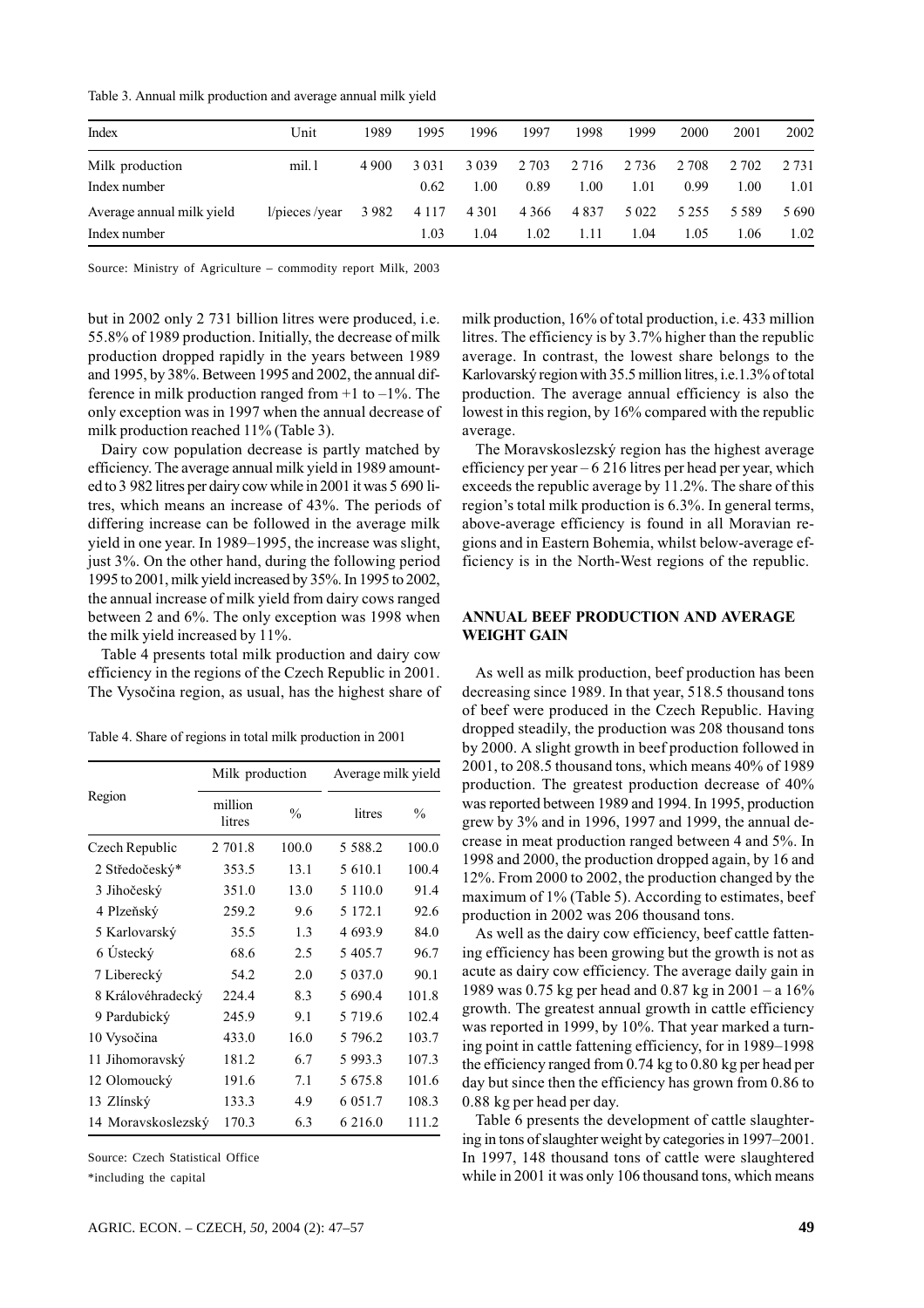Table 3. Annual milk production and average annual milk yield

| Index | Unit | 1989 | 1995 | 1996 | 1997 | 1998 | 1999 | 2000 | 2001 | 2002 |
|---|---|---|---|---|---|---|---|---|---|---|
| Milk production | mil. l | 4 900 | 3 031 | 3 039 | 2 703 | 2 716 | 2 736 | 2 708 | 2 702 | 2 731 |
| Index number | | | 0.62 | 1.00 | 0.89 | 1.00 | 1.01 | 0.99 | 1.00 | 1.01 |
| Average annual milk yield | l/pieces /year | 3 982 | 4 117 | 4 301 | 4 366 | 4 837 | 5 022 | 5 255 | 5 589 | 5 690 |
| Index number | | | 1.03 | 1.04 | 1.02 | 1.11 | 1.04 | 1.05 | 1.06 | 1.02 |

Source: Ministry of Agriculture – commodity report Milk, 2003

but in 2002 only 2 731 billion litres were produced, i.e. 55.8% of 1989 production. Initially, the decrease of milk production dropped rapidly in the years between 1989 and 1995, by 38%. Between 1995 and 2002, the annual difference in milk production ranged from +1 to –1%. The only exception was in 1997 when the annual decrease of milk production reached 11% (Table 3).

Dairy cow population decrease is partly matched by efficiency. The average annual milk yield in 1989 amounted to 3 982 litres per dairy cow while in 2001 it was 5 690 litres, which means an increase of 43%. The periods of differing increase can be followed in the average milk yield in one year. In 1989–1995, the increase was slight, just 3%. On the other hand, during the following period 1995 to 2001, milk yield increased by 35%. In 1995 to 2002, the annual increase of milk yield from dairy cows ranged between 2 and 6%. The only exception was 1998 when the milk yield increased by 11%.

Table 4 presents total milk production and dairy cow efficiency in the regions of the Czech Republic in 2001. The Vysočina region, as usual, has the highest share of milk production, 16% of total production, i.e. 433 million litres. The efficiency is by 3.7% higher than the republic average. In contrast, the lowest share belongs to the Karlovarský region with 35.5 million litres, i.e.1.3% of total production. The average annual efficiency is also the lowest in this region, by 16% compared with the republic average.

Table 4. Share of regions in total milk production in 2001

| Region | Milk production | | Average milk yield | |
|---|---|---|---|---|
| | million litres | % | litres | % |
| Czech Republic | 2 701.8 | 100.0 | 5 588.2 | 100.0 |
| 2 Středočeský* | 353.5 | 13.1 | 5 610.1 | 100.4 |
| 3 Jihočeský | 351.0 | 13.0 | 5 110.0 | 91.4 |
| 4 Plzeňský | 259.2 | 9.6 | 5 172.1 | 92.6 |
| 5 Karlovarský | 35.5 | 1.3 | 4 693.9 | 84.0 |
| 6 Ústecký | 68.6 | 2.5 | 5 405.7 | 96.7 |
| 7 Liberecký | 54.2 | 2.0 | 5 037.0 | 90.1 |
| 8 Královéhradecký | 224.4 | 8.3 | 5 690.4 | 101.8 |
| 9 Pardubický | 245.9 | 9.1 | 5 719.6 | 102.4 |
| 10 Vysočina | 433.0 | 16.0 | 5 796.2 | 103.7 |
| 11 Jihomoravský | 181.2 | 6.7 | 5 993.3 | 107.3 |
| 12 Olomoucký | 191.6 | 7.1 | 5 675.8 | 101.6 |
| 13 Zlínský | 133.3 | 4.9 | 6 051.7 | 108.3 |
| 14 Moravskoslezský | 170.3 | 6.3 | 6 216.0 | 111.2 |

Source: Czech Statistical Office
*including the capital

The Moravskoslezský region has the highest average efficiency per year – 6 216 litres per head per year, which exceeds the republic average by 11.2%. The share of this region's total milk production is 6.3%. In general terms, above-average efficiency is found in all Moravian regions and in Eastern Bohemia, whilst below-average efficiency is in the North-West regions of the republic.

## ANNUAL BEEF PRODUCTION AND AVERAGE WEIGHT GAIN

As well as milk production, beef production has been decreasing since 1989. In that year, 518.5 thousand tons of beef were produced in the Czech Republic. Having dropped steadily, the production was 208 thousand tons by 2000. A slight growth in beef production followed in 2001, to 208.5 thousand tons, which means 40% of 1989 production. The greatest production decrease of 40% was reported between 1989 and 1994. In 1995, production grew by 3% and in 1996, 1997 and 1999, the annual decrease in meat production ranged between 4 and 5%. In 1998 and 2000, the production dropped again, by 16 and 12%. From 2000 to 2002, the production changed by the maximum of 1% (Table 5). According to estimates, beef production in 2002 was 206 thousand tons.

As well as the dairy cow efficiency, beef cattle fattening efficiency has been growing but the growth is not as acute as dairy cow efficiency. The average daily gain in 1989 was 0.75 kg per head and 0.87 kg in 2001 – a 16% growth. The greatest annual growth in cattle efficiency was reported in 1999, by 10%. That year marked a turning point in cattle fattening efficiency, for in 1989–1998 the efficiency ranged from 0.74 kg to 0.80 kg per head per day but since then the efficiency has grown from 0.86 to 0.88 kg per head per day.

Table 6 presents the development of cattle slaughtering in tons of slaughter weight by categories in 1997–2001. In 1997, 148 thousand tons of cattle were slaughtered while in 2001 it was only 106 thousand tons, which means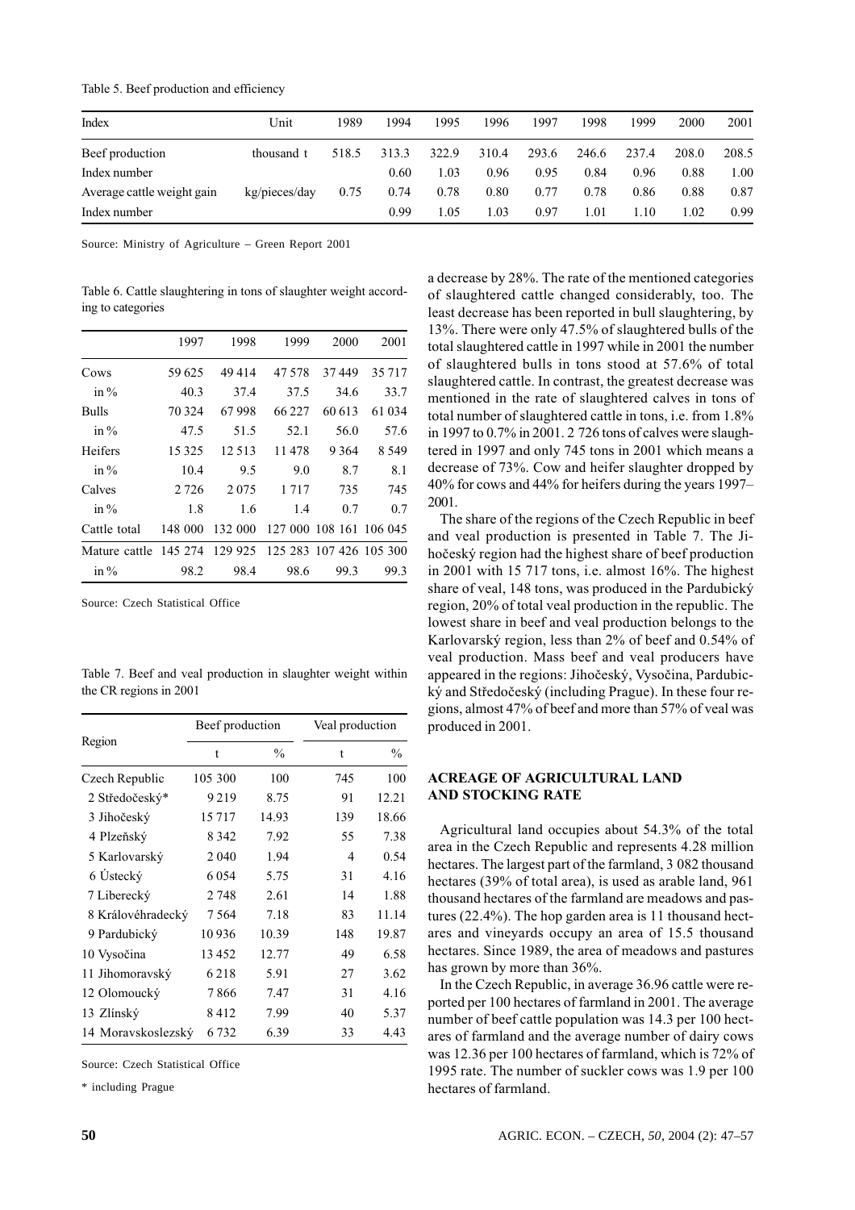Table 5. Beef production and efficiency

| Index | Unit | 1989 | 1994 | 1995 | 1996 | 1997 | 1998 | 1999 | 2000 | 2001 |
|---|---|---|---|---|---|---|---|---|---|---|
| Beef production | thousand t | 518.5 | 313.3 | 322.9 | 310.4 | 293.6 | 246.6 | 237.4 | 208.0 | 208.5 |
| Index number | | | 0.60 | 1.03 | 0.96 | 0.95 | 0.84 | 0.96 | 0.88 | 1.00 |
| Average cattle weight gain | kg/pieces/day | 0.75 | 0.74 | 0.78 | 0.80 | 0.77 | 0.78 | 0.86 | 0.88 | 0.87 |
| Index number | | | 0.99 | 1.05 | 1.03 | 0.97 | 1.01 | 1.10 | 1.02 | 0.99 |

Source: Ministry of Agriculture – Green Report 2001

Table 6. Cattle slaughtering in tons of slaughter weight according to categories

| | 1997 | 1998 | 1999 | 2000 | 2001 |
|---|---|---|---|---|---|
| Cows | 59 625 | 49 414 | 47 578 | 37 449 | 35 717 |
| in % | 40.3 | 37.4 | 37.5 | 34.6 | 33.7 |
| Bulls | 70 324 | 67 998 | 66 227 | 60 613 | 61 034 |
| in % | 47.5 | 51.5 | 52.1 | 56.0 | 57.6 |
| Heifers | 15 325 | 12 513 | 11 478 | 9 364 | 8 549 |
| in % | 10.4 | 9.5 | 9.0 | 8.7 | 8.1 |
| Calves | 2 726 | 2 075 | 1 717 | 735 | 745 |
| in % | 1.8 | 1.6 | 1.4 | 0.7 | 0.7 |
| Cattle total | 148 000 | 132 000 | 127 000 | 108 161 | 106 045 |
| Mature cattle | 145 274 | 129 925 | 125 283 | 107 426 | 105 300 |
| in % | 98.2 | 98.4 | 98.6 | 99.3 | 99.3 |

Source: Czech Statistical Office

Table 7. Beef and veal production in slaughter weight within the CR regions in 2001

| Region | Beef production | | Veal production | |
|---|---|---|---|---|
| | t | % | t | % |
| Czech Republic | 105 300 | 100 | 745 | 100 |
| 2 Středočeský* | 9 219 | 8.75 | 91 | 12.21 |
| 3 Jihočeský | 15 717 | 14.93 | 139 | 18.66 |
| 4 Plzeňský | 8 342 | 7.92 | 55 | 7.38 |
| 5 Karlovarský | 2 040 | 1.94 | 4 | 0.54 |
| 6 Ústecký | 6 054 | 5.75 | 31 | 4.16 |
| 7 Liberecký | 2 748 | 2.61 | 14 | 1.88 |
| 8 Královéhradecký | 7 564 | 7.18 | 83 | 11.14 |
| 9 Pardubický | 10 936 | 10.39 | 148 | 19.87 |
| 10 Vysočina | 13 452 | 12.77 | 49 | 6.58 |
| 11 Jihomoravský | 6 218 | 5.91 | 27 | 3.62 |
| 12 Olomoucký | 7 866 | 7.47 | 31 | 4.16 |
| 13 Zlínský | 8 412 | 7.99 | 40 | 5.37 |
| 14 Moravskoslezský | 6 732 | 6.39 | 33 | 4.43 |

Source: Czech Statistical Office

\* including Prague

a decrease by 28%. The rate of the mentioned categories of slaughtered cattle changed considerably, too. The least decrease has been reported in bull slaughtering, by 13%. There were only 47.5% of slaughtered bulls of the total slaughtered cattle in 1997 while in 2001 the number of slaughtered bulls in tons stood at 57.6% of total slaughtered cattle. In contrast, the greatest decrease was mentioned in the rate of slaughtered calves in tons of total number of slaughtered cattle in tons, i.e. from 1.8% in 1997 to 0.7% in 2001. 2 726 tons of calves were slaughtered in 1997 and only 745 tons in 2001 which means a decrease of 73%. Cow and heifer slaughter dropped by 40% for cows and 44% for heifers during the years 1997–2001.

The share of the regions of the Czech Republic in beef and veal production is presented in Table 7. The Jihočeský region had the highest share of beef production in 2001 with 15 717 tons, i.e. almost 16%. The highest share of veal, 148 tons, was produced in the Pardubický region, 20% of total veal production in the republic. The lowest share in beef and veal production belongs to the Karlovarský region, less than 2% of beef and 0.54% of veal production. Mass beef and veal producers have appeared in the regions: Jihočeský, Vysočina, Pardubický and Středočeský (including Prague). In these four regions, almost 47% of beef and more than 57% of veal was produced in 2001.

## ACREAGE OF AGRICULTURAL LAND AND STOCKING RATE

Agricultural land occupies about 54.3% of the total area in the Czech Republic and represents 4.28 million hectares. The largest part of the farmland, 3 082 thousand hectares (39% of total area), is used as arable land, 961 thousand hectares of the farmland are meadows and pastures (22.4%). The hop garden area is 11 thousand hectares and vineyards occupy an area of 15.5 thousand hectares. Since 1989, the area of meadows and pastures has grown by more than 36%.

In the Czech Republic, in average 36.96 cattle were reported per 100 hectares of farmland in 2001. The average number of beef cattle population was 14.3 per 100 hectares of farmland and the average number of dairy cows was 12.36 per 100 hectares of farmland, which is 72% of 1995 rate. The number of suckler cows was 1.9 per 100 hectares of farmland.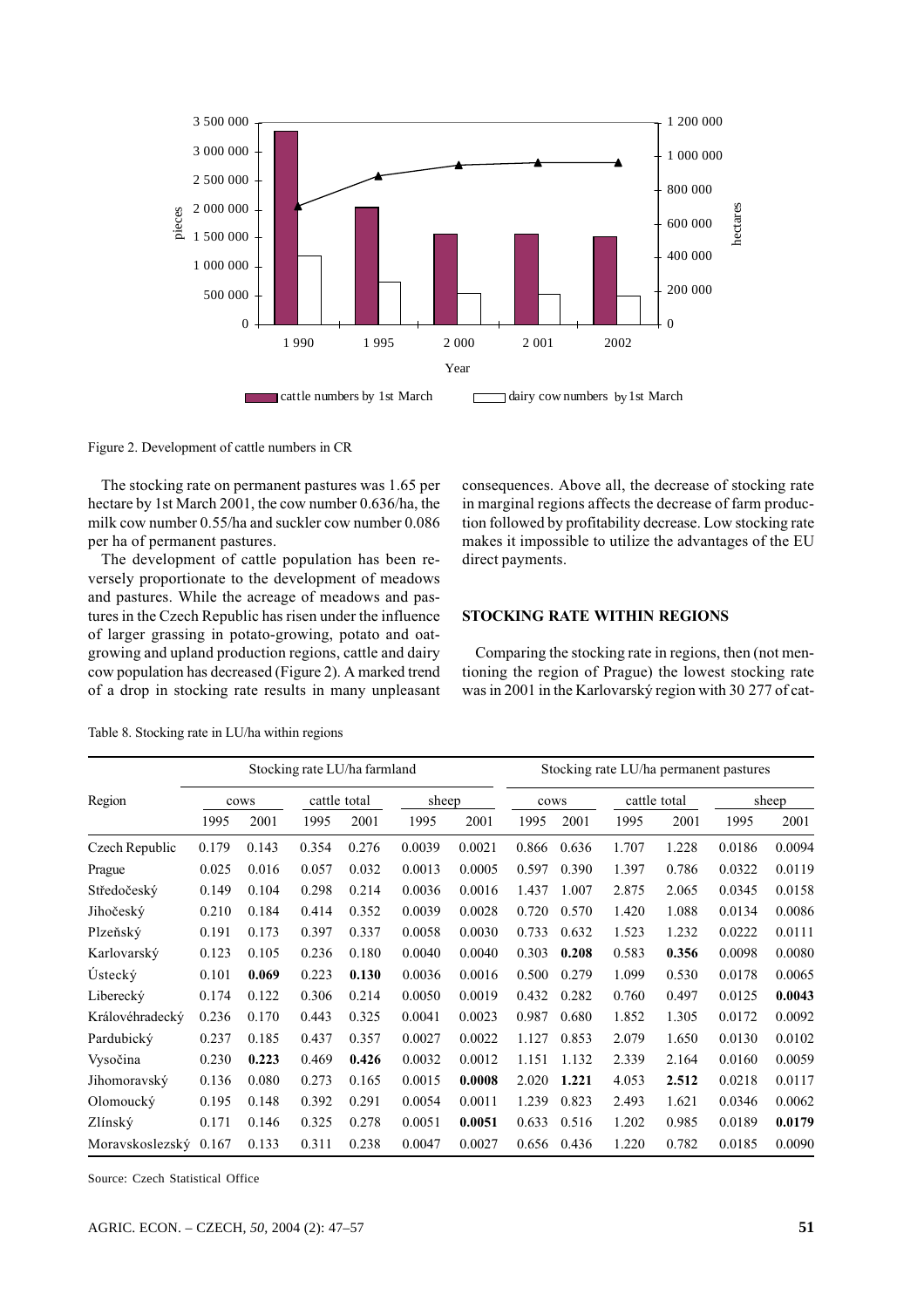Figure 2. Development of cattle numbers in CR

The stocking rate on permanent pastures was 1.65 per hectare by 1st March 2001, the cow number 0.636/ha, the milk cow number 0.55/ha and suckler cow number 0.086 per ha of permanent pastures.

The development of cattle population has been reversely proportionate to the development of meadows and pastures. While the acreage of meadows and pastures in the Czech Republic has risen under the influence of larger grassing in potato-growing, potato and oat-growing and upland production regions, cattle and dairy cow population has decreased (Figure 2). A marked trend of a drop in stocking rate results in many unpleasant consequences. Above all, the decrease of stocking rate in marginal regions affects the decrease of farm production followed by profitability decrease. Low stocking rate makes it impossible to utilize the advantages of the EU direct payments.

## STOCKING RATE WITHIN REGIONS

Comparing the stocking rate in regions, then (not mentioning the region of Prague) the lowest stocking rate was in 2001 in the Karlovarský region with 30 277 of cat-

Table 8. Stocking rate in LU/ha within regions

| Region | Stocking rate LU/ha farmland | | | | | | Stocking rate LU/ha permanent pastures | | | | | |
|---|---|---|---|---|---|---|---|---|---|---|---|---|
| | cows | | cattle total | | sheep | | cows | | cattle total | | sheep | |
| | 1995 | 2001 | 1995 | 2001 | 1995 | 2001 | 1995 | 2001 | 1995 | 2001 | 1995 | 2001 |
| Czech Republic | 0.179 | 0.143 | 0.354 | 0.276 | 0.0039 | 0.0021 | 0.866 | 0.636 | 1.707 | 1.228 | 0.0186 | 0.0094 |
| Prague | 0.025 | 0.016 | 0.057 | 0.032 | 0.0013 | 0.0005 | 0.597 | 0.390 | 1.397 | 0.786 | 0.0322 | 0.0119 |
| Středočeský | 0.149 | 0.104 | 0.298 | 0.214 | 0.0036 | 0.0016 | 1.437 | 1.007 | 2.875 | 2.065 | 0.0345 | 0.0158 |
| Jihočeský | 0.210 | 0.184 | 0.414 | 0.352 | 0.0039 | 0.0028 | 0.720 | 0.570 | 1.420 | 1.088 | 0.0134 | 0.0086 |
| Plzeňský | 0.191 | 0.173 | 0.397 | 0.337 | 0.0058 | 0.0030 | 0.733 | 0.632 | 1.523 | 1.232 | 0.0222 | 0.0111 |
| Karlovarský | 0.123 | 0.105 | 0.236 | 0.180 | 0.0040 | 0.0040 | 0.303 | **0.208** | 0.583 | **0.356** | 0.0098 | 0.0080 |
| Ústecký | 0.101 | **0.069** | 0.223 | **0.130** | 0.0036 | 0.0016 | 0.500 | 0.279 | 1.099 | 0.530 | 0.0178 | 0.0065 |
| Liberecký | 0.174 | 0.122 | 0.306 | 0.214 | 0.0050 | 0.0019 | 0.432 | 0.282 | 0.760 | 0.497 | 0.0125 | **0.0043** |
| Královéhradecký | 0.236 | 0.170 | 0.443 | 0.325 | 0.0041 | 0.0023 | 0.987 | 0.680 | 1.852 | 1.305 | 0.0172 | 0.0092 |
| Pardubický | 0.237 | 0.185 | 0.437 | 0.357 | 0.0027 | 0.0022 | 1.127 | 0.853 | 2.079 | 1.650 | 0.0130 | 0.0102 |
| Vysočina | 0.230 | **0.223** | 0.469 | **0.426** | 0.0032 | 0.0012 | 1.151 | 1.132 | 2.339 | 2.164 | 0.0160 | 0.0059 |
| Jihomoravský | 0.136 | 0.080 | 0.273 | 0.165 | 0.0015 | **0.0008** | 2.020 | **1.221** | 4.053 | **2.512** | 0.0218 | 0.0117 |
| Olomoucký | 0.195 | 0.148 | 0.392 | 0.291 | 0.0054 | 0.0011 | 1.239 | 0.823 | 2.493 | 1.621 | 0.0346 | 0.0062 |
| Zlínský | 0.171 | 0.146 | 0.325 | 0.278 | 0.0051 | **0.0051** | 0.633 | 0.516 | 1.202 | 0.985 | 0.0189 | **0.0179** |
| Moravskoslezský | 0.167 | 0.133 | 0.311 | 0.238 | 0.0047 | 0.0027 | 0.656 | 0.436 | 1.220 | 0.782 | 0.0185 | 0.0090 |

Source: Czech Statistical Office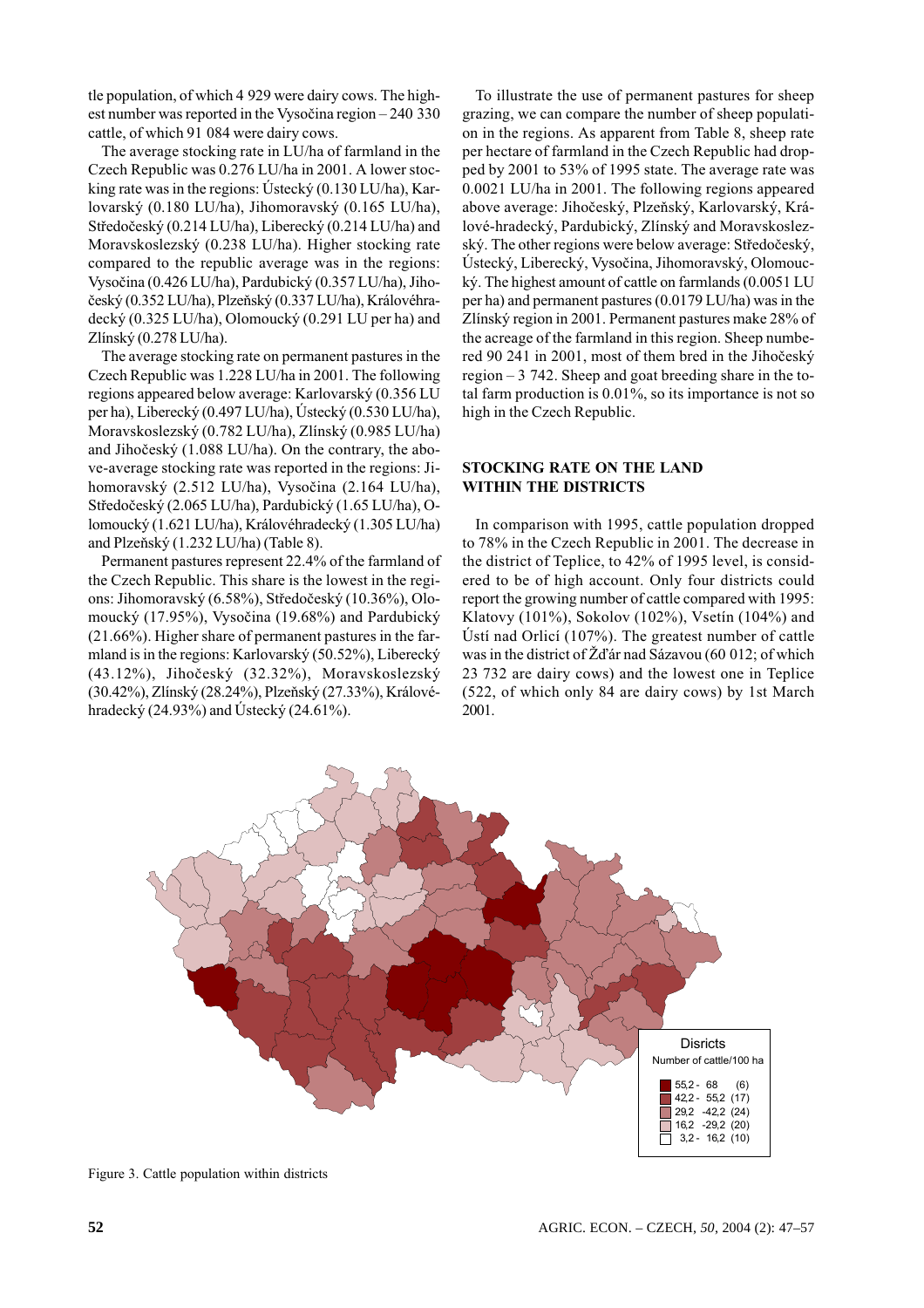tle population, of which 4 929 were dairy cows. The highest number was reported in the Vysočina region – 240 330 cattle, of which 91 084 were dairy cows.

The average stocking rate in LU/ha of farmland in the Czech Republic was 0.276 LU/ha in 2001. A lower stocking rate was in the regions: Ústecký (0.130 LU/ha), Karlovarský (0.180 LU/ha), Jihomoravský (0.165 LU/ha), Středočeský (0.214 LU/ha), Liberecký (0.214 LU/ha) and Moravskoslezský (0.238 LU/ha). Higher stocking rate compared to the republic average was in the regions: Vysočina (0.426 LU/ha), Pardubický (0.357 LU/ha), Jihočeský (0.352 LU/ha), Plzeňský (0.337 LU/ha), Královéhradecký (0.325 LU/ha), Olomoucký (0.291 LU per ha) and Zlínský (0.278 LU/ha).

The average stocking rate on permanent pastures in the Czech Republic was 1.228 LU/ha in 2001. The following regions appeared below average: Karlovarský (0.356 LU per ha), Liberecký (0.497 LU/ha), Ústecký (0.530 LU/ha), Moravskoslezský (0.782 LU/ha), Zlínský (0.985 LU/ha) and Jihočeský (1.088 LU/ha). On the contrary, the above-average stocking rate was reported in the regions: Jihomoravský (2.512 LU/ha), Vysočina (2.164 LU/ha), Středočeský (2.065 LU/ha), Pardubický (1.65 LU/ha), Olomoucký (1.621 LU/ha), Královéhradecký (1.305 LU/ha) and Plzeňský (1.232 LU/ha) (Table 8).

Permanent pastures represent 22.4% of the farmland of the Czech Republic. This share is the lowest in the regions: Jihomoravský (6.58%), Středočeský (10.36%), Olomoucký (17.95%), Vysočina (19.68%) and Pardubický (21.66%). Higher share of permanent pastures in the farmland is in the regions: Karlovarský (50.52%), Liberecký (43.12%), Jihočeský (32.32%), Moravskoslezský (30.42%), Zlínský (28.24%), Plzeňský (27.33%), Královéhradecký (24.93%) and Ústecký (24.61%).

To illustrate the use of permanent pastures for sheep grazing, we can compare the number of sheep population in the regions. As apparent from Table 8, sheep rate per hectare of farmland in the Czech Republic had dropped by 2001 to 53% of 1995 state. The average rate was 0.0021 LU/ha in 2001. The following regions appeared above average: Jihočeský, Plzeňský, Karlovarský, Králové-hradecký, Pardubický, Zlínský and Moravskoslezský. The other regions were below average: Středočeský, Ústecký, Liberecký, Vysočina, Jihomoravský, Olomoucký. The highest amount of cattle on farmlands (0.0051 LU per ha) and permanent pastures (0.0179 LU/ha) was in the Zlínský region in 2001. Permanent pastures make 28% of the acreage of the farmland in this region. Sheep numbered 90 241 in 2001, most of them bred in the Jihočeský region – 3 742. Sheep and goat breeding share in the total farm production is 0.01%, so its importance is not so high in the Czech Republic.

## STOCKING RATE ON THE LAND WITHIN THE DISTRICTS

In comparison with 1995, cattle population dropped to 78% in the Czech Republic in 2001. The decrease in the district of Teplice, to 42% of 1995 level, is considered to be of high account. Only four districts could report the growing number of cattle compared with 1995: Klatovy (101%), Sokolov (102%), Vsetín (104%) and Ústí nad Orlicí (107%). The greatest number of cattle was in the district of Žďár nad Sázavou (60 012; of which 23 732 are dairy cows) and the lowest one in Teplice (522, of which only 84 are dairy cows) by 1st March 2001.

Figure 3. Cattle population within districts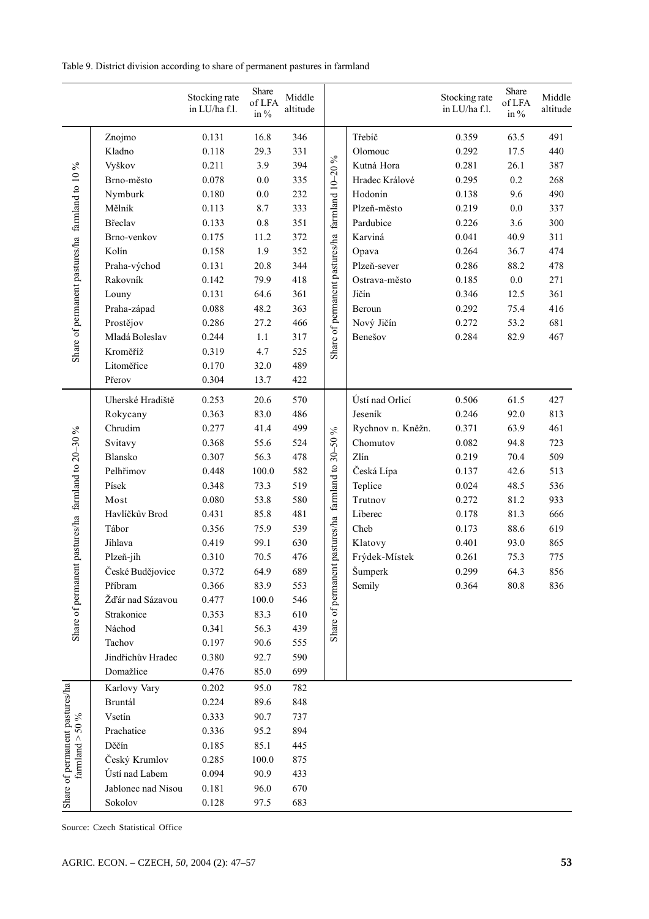Table 9. District division according to share of permanent pastures in farmland

| Share of permanent pastures/ha farmland | District | Stocking rate in LU/ha f.l. | Share of LFA in % | Middle altitude | Share of permanent pastures/ha farmland | District | Stocking rate in LU/ha f.l. | Share of LFA in % | Middle altitude |
|---|---|---|---|---|---|---|---|---|---|
| to 10 % | Znojmo | 0.131 | 16.8 | 346 | 10–20 % | Třebíč | 0.359 | 63.5 | 491 |
| | Kladno | 0.118 | 29.3 | 331 | | Olomouc | 0.292 | 17.5 | 440 |
| | Vyškov | 0.211 | 3.9 | 394 | | Kutná Hora | 0.281 | 26.1 | 387 |
| | Brno-město | 0.078 | 0.0 | 335 | | Hradec Králové | 0.295 | 0.2 | 268 |
| | Nymburk | 0.180 | 0.0 | 232 | | Hodonín | 0.138 | 9.6 | 490 |
| | Mělník | 0.113 | 8.7 | 333 | | Plzeň-město | 0.219 | 0.0 | 337 |
| | Břeclav | 0.133 | 0.8 | 351 | | Pardubice | 0.226 | 3.6 | 300 |
| | Brno-venkov | 0.175 | 11.2 | 372 | | Karviná | 0.041 | 40.9 | 311 |
| | Kolín | 0.158 | 1.9 | 352 | | Opava | 0.264 | 36.7 | 474 |
| | Praha-východ | 0.131 | 20.8 | 344 | | Plzeň-sever | 0.286 | 88.2 | 478 |
| | Rakovník | 0.142 | 79.9 | 418 | | Ostrava-město | 0.185 | 0.0 | 271 |
| | Louny | 0.131 | 64.6 | 361 | | Jičín | 0.346 | 12.5 | 361 |
| | Praha-západ | 0.088 | 48.2 | 363 | | Beroun | 0.292 | 75.4 | 416 |
| | Prostějov | 0.286 | 27.2 | 466 | | Nový Jičín | 0.272 | 53.2 | 681 |
| | Mladá Boleslav | 0.244 | 1.1 | 317 | | Benešov | 0.284 | 82.9 | 467 |
| | Kroměříž | 0.319 | 4.7 | 525 | | | | | |
| | Litoměřice | 0.170 | 32.0 | 489 | | | | | |
| | Přerov | 0.304 | 13.7 | 422 | | | | | |
| 20–30 % | Uherské Hradiště | 0.253 | 20.6 | 570 | 30–50 % | Ústí nad Orlicí | 0.506 | 61.5 | 427 |
| | Rokycany | 0.363 | 83.0 | 486 | | Jeseník | 0.246 | 92.0 | 813 |
| | Chrudim | 0.277 | 41.4 | 499 | | Rychnov n. Kněžn. | 0.371 | 63.9 | 461 |
| | Svitavy | 0.368 | 55.6 | 524 | | Chomutov | 0.082 | 94.8 | 723 |
| | Blansko | 0.307 | 56.3 | 478 | | Zlín | 0.219 | 70.4 | 509 |
| | Pelhřimov | 0.448 | 100.0 | 582 | | Česká Lípa | 0.137 | 42.6 | 513 |
| | Písek | 0.348 | 73.3 | 519 | | Teplice | 0.024 | 48.5 | 536 |
| | Most | 0.080 | 53.8 | 580 | | Trutnov | 0.272 | 81.2 | 933 |
| | Havlíčkův Brod | 0.431 | 85.8 | 481 | | Liberec | 0.178 | 81.3 | 666 |
| | Tábor | 0.356 | 75.9 | 539 | | Cheb | 0.173 | 88.6 | 619 |
| | Jihlava | 0.419 | 99.1 | 630 | | Klatovy | 0.401 | 93.0 | 865 |
| | Plzeň-jih | 0.310 | 70.5 | 476 | | Frýdek-Místek | 0.261 | 75.3 | 775 |
| | České Budějovice | 0.372 | 64.9 | 689 | | Šumperk | 0.299 | 64.3 | 856 |
| | Příbram | 0.366 | 83.9 | 553 | | Semily | 0.364 | 80.8 | 836 |
| | Žďár nad Sázavou | 0.477 | 100.0 | 546 | | | | | |
| | Strakonice | 0.353 | 83.3 | 610 | | | | | |
| | Náchod | 0.341 | 56.3 | 439 | | | | | |
| | Tachov | 0.197 | 90.6 | 555 | | | | | |
| | Jindřichův Hradec | 0.380 | 92.7 | 590 | | | | | |
| | Domažlice | 0.476 | 85.0 | 699 | | | | | |
| > 50 % | Karlovy Vary | 0.202 | 95.0 | 782 | | | | | |
| | Bruntál | 0.224 | 89.6 | 848 | | | | | |
| | Vsetín | 0.333 | 90.7 | 737 | | | | | |
| | Prachatice | 0.336 | 95.2 | 894 | | | | | |
| | Děčín | 0.185 | 85.1 | 445 | | | | | |
| | Český Krumlov | 0.285 | 100.0 | 875 | | | | | |
| | Ústí nad Labem | 0.094 | 90.9 | 433 | | | | | |
| | Jablonec nad Nisou | 0.181 | 96.0 | 670 | | | | | |
| | Sokolov | 0.128 | 97.5 | 683 | | | | | |

Source: Czech Statistical Office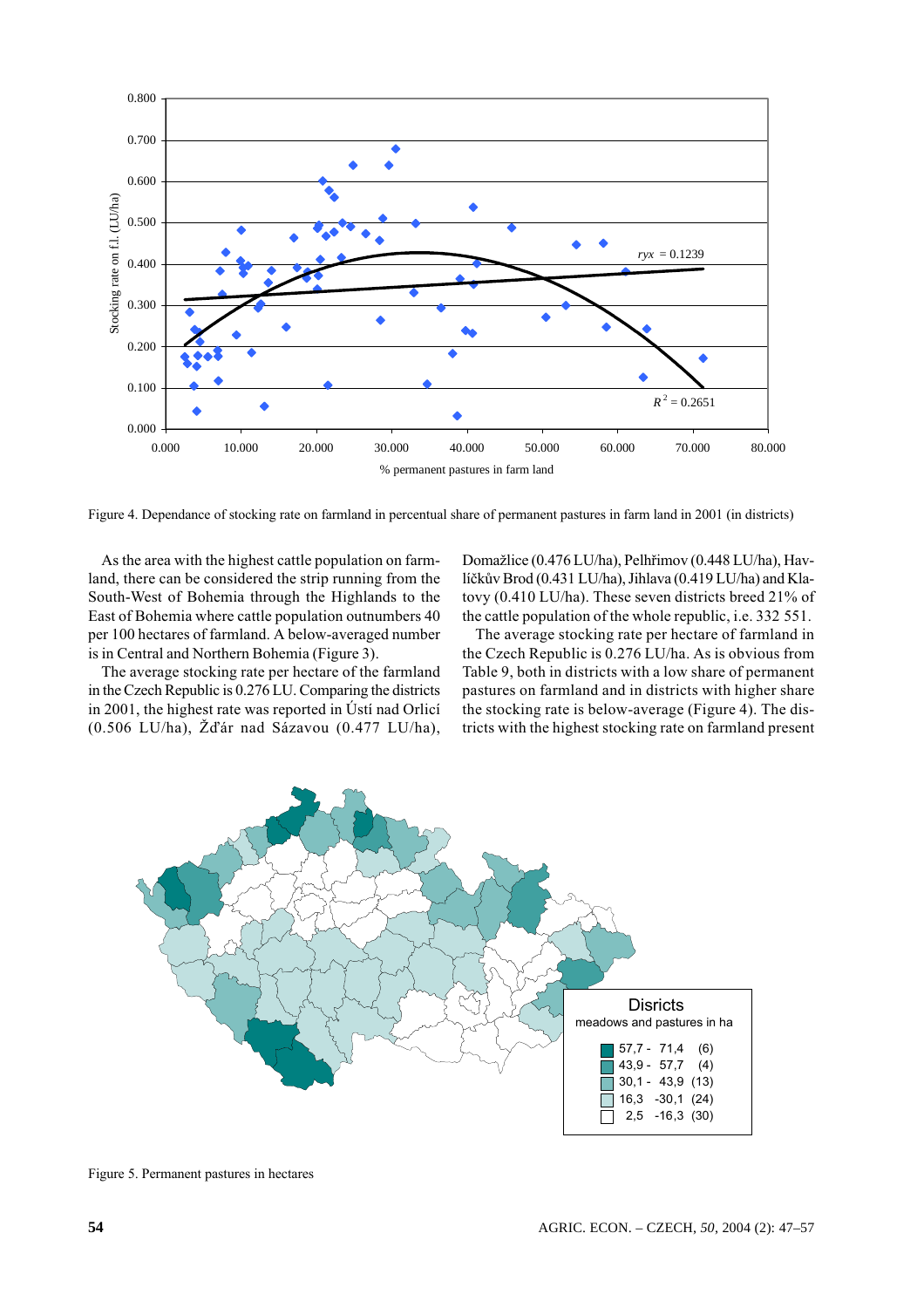Figure 4. Dependance of stocking rate on farmland in percentual share of permanent pastures in farm land in 2001 (in districts)

As the area with the highest cattle population on farmland, there can be considered the strip running from the South-West of Bohemia through the Highlands to the East of Bohemia where cattle population outnumbers 40 per 100 hectares of farmland. A below-averaged number is in Central and Northern Bohemia (Figure 3).

The average stocking rate per hectare of the farmland in the Czech Republic is 0.276 LU. Comparing the districts in 2001, the highest rate was reported in Ústí nad Orlicí (0.506 LU/ha), Žďár nad Sázavou (0.477 LU/ha), Domažlice (0.476 LU/ha), Pelhřimov (0.448 LU/ha), Havlíčkův Brod (0.431 LU/ha), Jihlava (0.419 LU/ha) and Klatovy (0.410 LU/ha). These seven districts breed 21% of the cattle population of the whole republic, i.e. 332 551.

The average stocking rate per hectare of farmland in the Czech Republic is 0.276 LU/ha. As is obvious from Table 9, both in districts with a low share of permanent pastures on farmland and in districts with higher share the stocking rate is below-average (Figure 4). The districts with the highest stocking rate on farmland present

Figure 5. Permanent pastures in hectares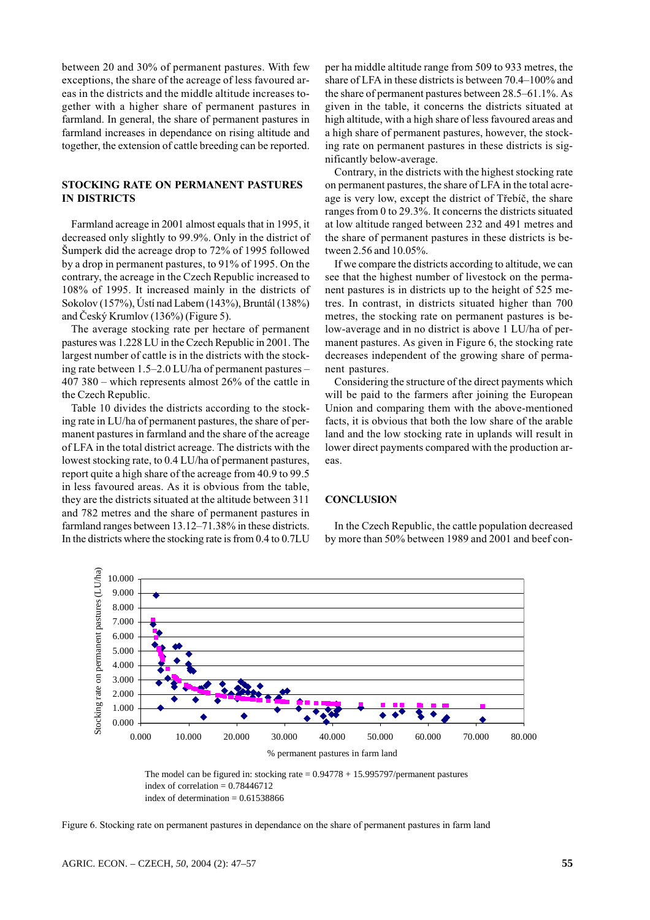between 20 and 30% of permanent pastures. With few exceptions, the share of the acreage of less favoured areas in the districts and the middle altitude increases together with a higher share of permanent pastures in farmland. In general, the share of permanent pastures in farmland increases in dependance on rising altitude and together, the extension of cattle breeding can be reported.

## STOCKING RATE ON PERMANENT PASTURES IN DISTRICTS

Farmland acreage in 2001 almost equals that in 1995, it decreased only slightly to 99.9%. Only in the district of Šumperk did the acreage drop to 72% of 1995 followed by a drop in permanent pastures, to 91% of 1995. On the contrary, the acreage in the Czech Republic increased to 108% of 1995. It increased mainly in the districts of Sokolov (157%), Ústí nad Labem (143%), Bruntál (138%) and Český Krumlov (136%) (Figure 5).

The average stocking rate per hectare of permanent pastures was 1.228 LU in the Czech Republic in 2001. The largest number of cattle is in the districts with the stocking rate between 1.5–2.0 LU/ha of permanent pastures – 407 380 – which represents almost 26% of the cattle in the Czech Republic.

Table 10 divides the districts according to the stocking rate in LU/ha of permanent pastures, the share of permanent pastures in farmland and the share of the acreage of LFA in the total district acreage. The districts with the lowest stocking rate, to 0.4 LU/ha of permanent pastures, report quite a high share of the acreage from 40.9 to 99.5 in less favoured areas. As it is obvious from the table, they are the districts situated at the altitude between 311 and 782 metres and the share of permanent pastures in farmland ranges between 13.12–71.38% in these districts. In the districts where the stocking rate is from 0.4 to 0.7LU per ha middle altitude range from 509 to 933 metres, the share of LFA in these districts is between 70.4–100% and the share of permanent pastures between 28.5–61.1%. As given in the table, it concerns the districts situated at high altitude, with a high share of less favoured areas and a high share of permanent pastures, however, the stocking rate on permanent pastures in these districts is significantly below-average.

Contrary, in the districts with the highest stocking rate on permanent pastures, the share of LFA in the total acreage is very low, except the district of Třebíč, the share ranges from 0 to 29.3%. It concerns the districts situated at low altitude ranged between 232 and 491 metres and the share of permanent pastures in these districts is between 2.56 and 10.05%.

If we compare the districts according to altitude, we can see that the highest number of livestock on the permanent pastures is in districts up to the height of 525 metres. In contrast, in districts situated higher than 700 metres, the stocking rate on permanent pastures is below-average and in no district is above 1 LU/ha of permanent pastures. As given in Figure 6, the stocking rate decreases independent of the growing share of permanent pastures.

Considering the structure of the direct payments which will be paid to the farmers after joining the European Union and comparing them with the above-mentioned facts, it is obvious that both the low share of the arable land and the low stocking rate in uplands will result in lower direct payments compared with the production areas.

## CONCLUSION

In the Czech Republic, the cattle population decreased by more than 50% between 1989 and 2001 and beef con-

The model can be figured in: stocking rate = 0.94778 + 15.995797/permanent pastures
index of correlation = 0.78446712
index of determination = 0.61538866

Figure 6. Stocking rate on permanent pastures in dependance on the share of permanent pastures in farm land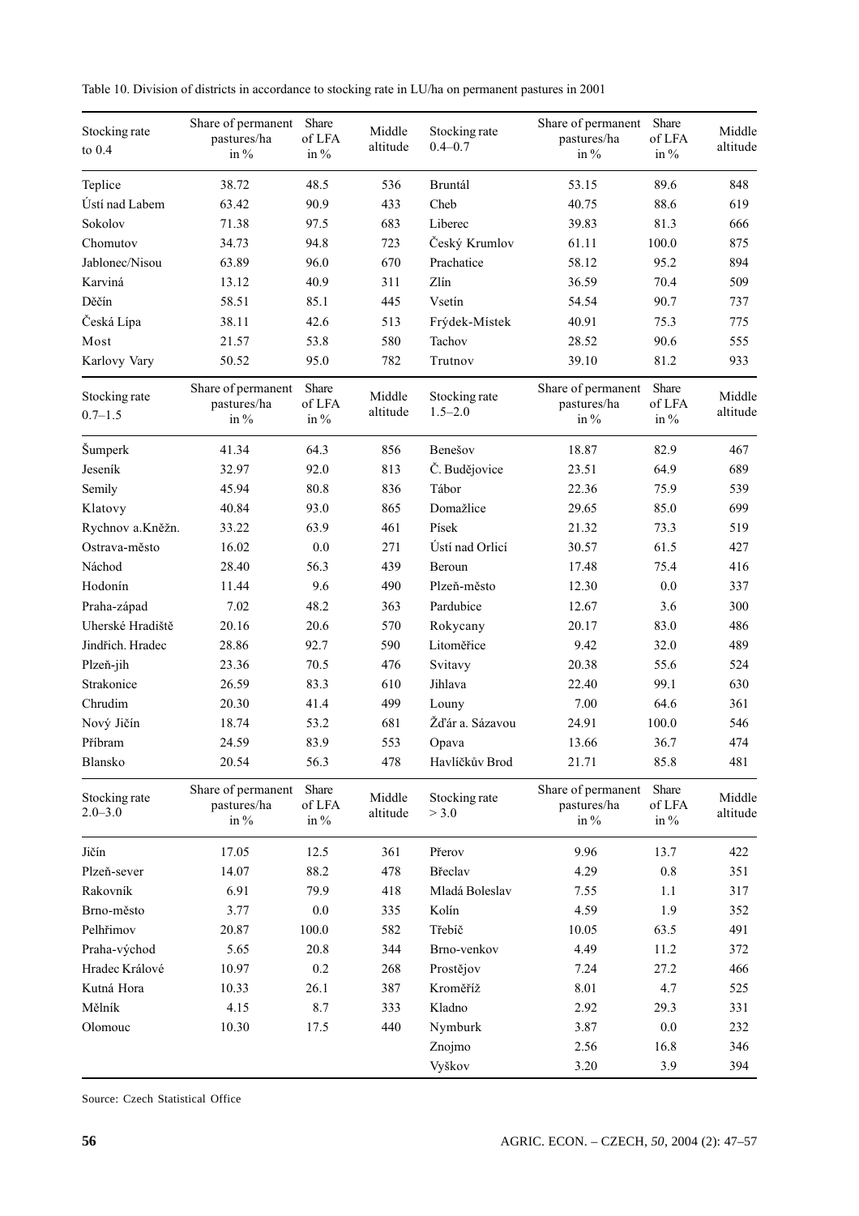Table 10. Division of districts in accordance to stocking rate in LU/ha on permanent pastures in 2001

| Stocking rate to 0.4 | Share of permanent pastures/ha in % | Share of LFA in % | Middle altitude | Stocking rate 0.4–0.7 | Share of permanent pastures/ha in % | Share of LFA in % | Middle altitude |
|---|---|---|---|---|---|---|---|
| Teplice | 38.72 | 48.5 | 536 | Bruntál | 53.15 | 89.6 | 848 |
| Ústí nad Labem | 63.42 | 90.9 | 433 | Cheb | 40.75 | 88.6 | 619 |
| Sokolov | 71.38 | 97.5 | 683 | Liberec | 39.83 | 81.3 | 666 |
| Chomutov | 34.73 | 94.8 | 723 | Český Krumlov | 61.11 | 100.0 | 875 |
| Jablonec/Nisou | 63.89 | 96.0 | 670 | Prachatice | 58.12 | 95.2 | 894 |
| Karviná | 13.12 | 40.9 | 311 | Zlín | 36.59 | 70.4 | 509 |
| Děčín | 58.51 | 85.1 | 445 | Vsetín | 54.54 | 90.7 | 737 |
| Česká Lípa | 38.11 | 42.6 | 513 | Frýdek-Místek | 40.91 | 75.3 | 775 |
| Most | 21.57 | 53.8 | 580 | Tachov | 28.52 | 90.6 | 555 |
| Karlovy Vary | 50.52 | 95.0 | 782 | Trutnov | 39.10 | 81.2 | 933 |
| **Stocking rate 0.7–1.5** | **Share of permanent pastures/ha in %** | **Share of LFA in %** | **Middle altitude** | **Stocking rate 1.5–2.0** | **Share of permanent pastures/ha in %** | **Share of LFA in %** | **Middle altitude** |
| Šumperk | 41.34 | 64.3 | 856 | Benešov | 18.87 | 82.9 | 467 |
| Jeseník | 32.97 | 92.0 | 813 | Č. Budějovice | 23.51 | 64.9 | 689 |
| Semily | 45.94 | 80.8 | 836 | Tábor | 22.36 | 75.9 | 539 |
| Klatovy | 40.84 | 93.0 | 865 | Domažlice | 29.65 | 85.0 | 699 |
| Rychnov a.Kněžn. | 33.22 | 63.9 | 461 | Písek | 21.32 | 73.3 | 519 |
| Ostrava-město | 16.02 | 0.0 | 271 | Ústí nad Orlicí | 30.57 | 61.5 | 427 |
| Náchod | 28.40 | 56.3 | 439 | Beroun | 17.48 | 75.4 | 416 |
| Hodonín | 11.44 | 9.6 | 490 | Plzeň-město | 12.30 | 0.0 | 337 |
| Praha-západ | 7.02 | 48.2 | 363 | Pardubice | 12.67 | 3.6 | 300 |
| Uherské Hradiště | 20.16 | 20.6 | 570 | Rokycany | 20.17 | 83.0 | 486 |
| Jindřich. Hradec | 28.86 | 92.7 | 590 | Litoměřice | 9.42 | 32.0 | 489 |
| Plzeň-jih | 23.36 | 70.5 | 476 | Svitavy | 20.38 | 55.6 | 524 |
| Strakonice | 26.59 | 83.3 | 610 | Jihlava | 22.40 | 99.1 | 630 |
| Chrudim | 20.30 | 41.4 | 499 | Louny | 7.00 | 64.6 | 361 |
| Nový Jičín | 18.74 | 53.2 | 681 | Žďár a. Sázavou | 24.91 | 100.0 | 546 |
| Příbram | 24.59 | 83.9 | 553 | Opava | 13.66 | 36.7 | 474 |
| Blansko | 20.54 | 56.3 | 478 | Havlíčkův Brod | 21.71 | 85.8 | 481 |
| **Stocking rate 2.0–3.0** | **Share of permanent pastures/ha in %** | **Share of LFA in %** | **Middle altitude** | **Stocking rate > 3.0** | **Share of permanent pastures/ha in %** | **Share of LFA in %** | **Middle altitude** |
| Jičín | 17.05 | 12.5 | 361 | Přerov | 9.96 | 13.7 | 422 |
| Plzeň-sever | 14.07 | 88.2 | 478 | Břeclav | 4.29 | 0.8 | 351 |
| Rakovník | 6.91 | 79.9 | 418 | Mladá Boleslav | 7.55 | 1.1 | 317 |
| Brno-město | 3.77 | 0.0 | 335 | Kolín | 4.59 | 1.9 | 352 |
| Pelhřimov | 20.87 | 100.0 | 582 | Třebíč | 10.05 | 63.5 | 491 |
| Praha-východ | 5.65 | 20.8 | 344 | Brno-venkov | 4.49 | 11.2 | 372 |
| Hradec Králové | 10.97 | 0.2 | 268 | Prostějov | 7.24 | 27.2 | 466 |
| Kutná Hora | 10.33 | 26.1 | 387 | Kroměříž | 8.01 | 4.7 | 525 |
| Mělník | 4.15 | 8.7 | 333 | Kladno | 2.92 | 29.3 | 331 |
| Olomouc | 10.30 | 17.5 | 440 | Nymburk | 3.87 | 0.0 | 232 |
| | | | | Znojmo | 2.56 | 16.8 | 346 |
| | | | | Vyškov | 3.20 | 3.9 | 394 |

Source: Czech Statistical Office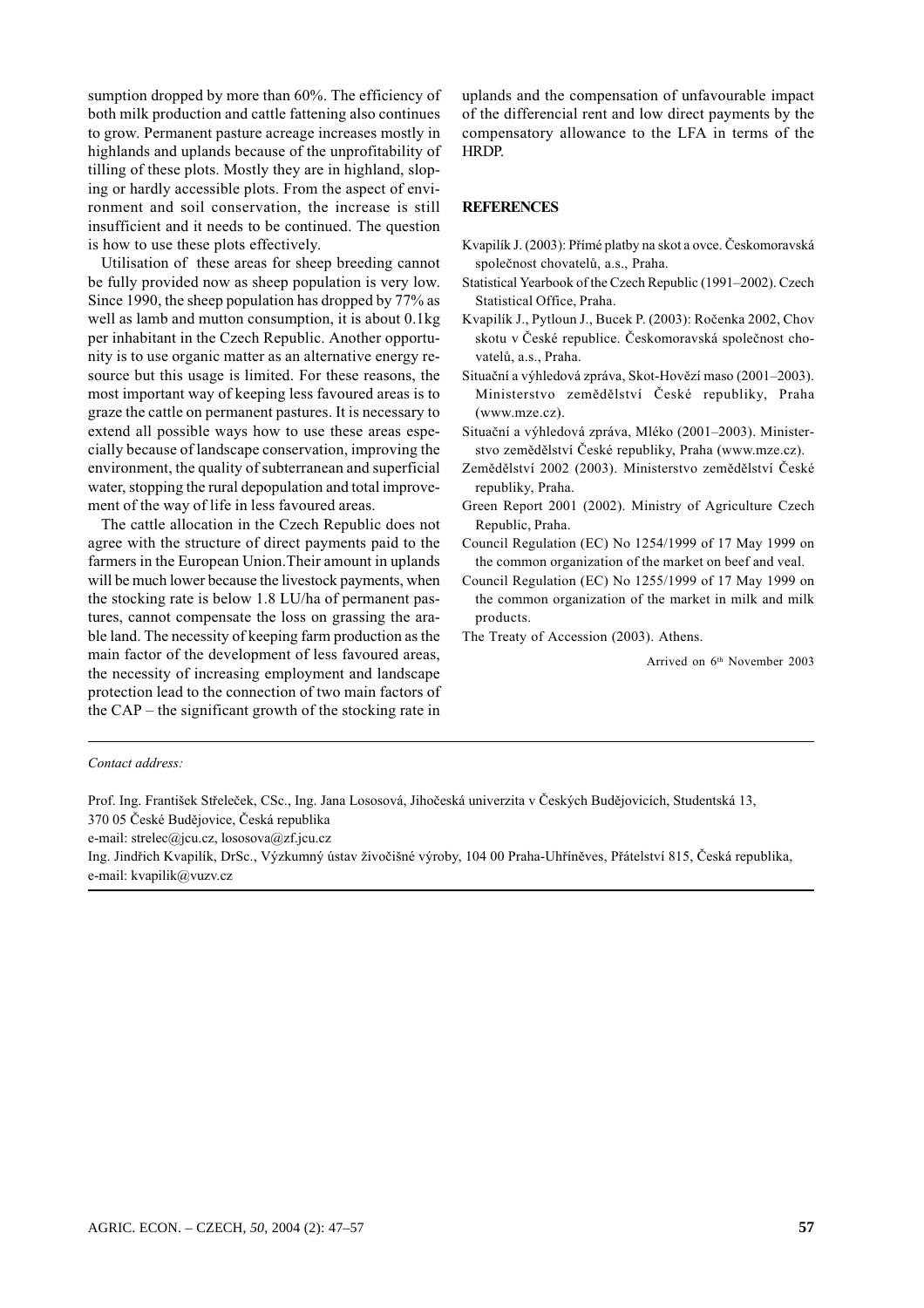sumption dropped by more than 60%. The efficiency of both milk production and cattle fattening also continues to grow. Permanent pasture acreage increases mostly in highlands and uplands because of the unprofitability of tilling of these plots. Mostly they are in highland, sloping or hardly accessible plots. From the aspect of environment and soil conservation, the increase is still insufficient and it needs to be continued. The question is how to use these plots effectively.

Utilisation of these areas for sheep breeding cannot be fully provided now as sheep population is very low. Since 1990, the sheep population has dropped by 77% as well as lamb and mutton consumption, it is about 0.1kg per inhabitant in the Czech Republic. Another opportunity is to use organic matter as an alternative energy resource but this usage is limited. For these reasons, the most important way of keeping less favoured areas is to graze the cattle on permanent pastures. It is necessary to extend all possible ways how to use these areas especially because of landscape conservation, improving the environment, the quality of subterranean and superficial water, stopping the rural depopulation and total improvement of the way of life in less favoured areas.

The cattle allocation in the Czech Republic does not agree with the structure of direct payments paid to the farmers in the European Union.Their amount in uplands will be much lower because the livestock payments, when the stocking rate is below 1.8 LU/ha of permanent pastures, cannot compensate the loss on grassing the arable land. The necessity of keeping farm production as the main factor of the development of less favoured areas, the necessity of increasing employment and landscape protection lead to the connection of two main factors of the CAP – the significant growth of the stocking rate in uplands and the compensation of unfavourable impact of the differencial rent and low direct payments by the compensatory allowance to the LFA in terms of the HRDP.

## REFERENCES

Kvapilík J. (2003): Přímé platby na skot a ovce. Českomoravská společnost chovatelů, a.s., Praha.

Statistical Yearbook of the Czech Republic (1991–2002). Czech Statistical Office, Praha.

Kvapilík J., Pytloun J., Bucek P. (2003): Ročenka 2002, Chov skotu v České republice. Českomoravská společnost chovatelů, a.s., Praha.

Situační a výhledová zpráva, Skot-Hovězí maso (2001–2003). Ministerstvo zemědělství České republiky, Praha (www.mze.cz).

Situační a výhledová zpráva, Mléko (2001–2003). Ministerstvo zemědělství České republiky, Praha (www.mze.cz).

Zemědělství 2002 (2003). Ministerstvo zemědělství České republiky, Praha.

Green Report 2001 (2002). Ministry of Agriculture Czech Republic, Praha.

Council Regulation (EC) No 1254/1999 of 17 May 1999 on the common organization of the market on beef and veal.

Council Regulation (EC) No 1255/1999 of 17 May 1999 on the common organization of the market in milk and milk products.

The Treaty of Accession (2003). Athens.

Arrived on 6th November 2003

*Contact address:*

Prof. Ing. František Střeleček, CSc., Ing. Jana Lososová, Jihočeská univerzita v Českých Budějovicích, Studentská 13, 370 05 České Budějovice, Česká republika
e-mail: strelec@jcu.cz, lososova@zf.jcu.cz

Ing. Jindřich Kvapilík, DrSc., Výzkumný ústav živočišné výroby, 104 00 Praha-Uhříněves, Přátelství 815, Česká republika, e-mail: kvapilik@vuzv.cz